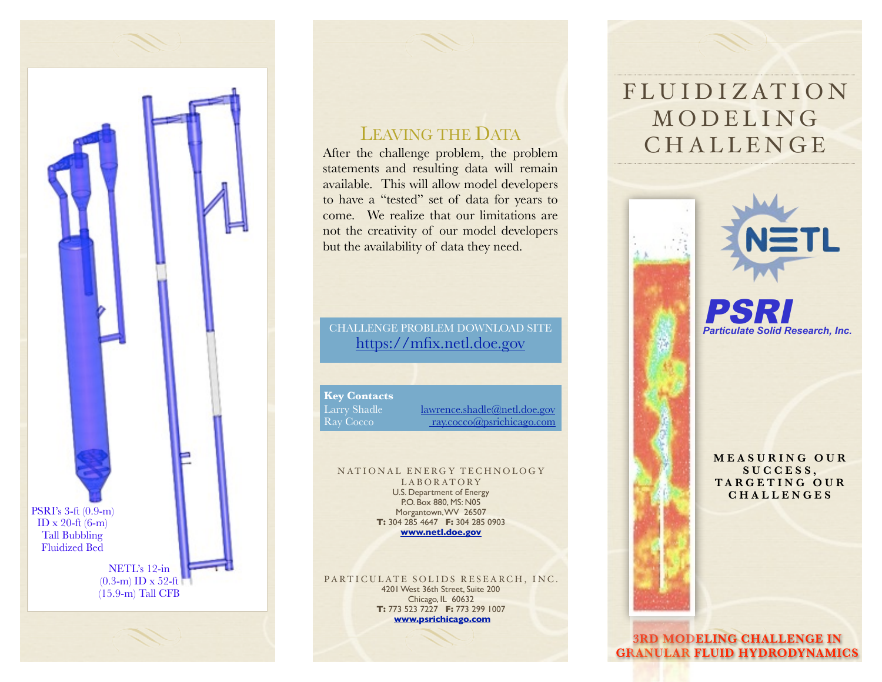PSRI's 3-ft (0.9-m) ID x 20-ft (6-m) Tall Bubbling Fluidized Bed

NETL's 12-in (0.3-m) ID x 52-ft (15.9-m) Tall CFB

## Leaving the Data

After the challenge problem, the problem statements and resulting data will remain available. This will allow model developers to have a "tested" set of data for years to come. We realize that our limitations are not the creativity of our model developers but the availability of data they need.

CHALLENGE PROBLEM DOWNLOAD SITE
https://mfix.netl.doe.gov

**Key Contacts**

| | |
|---|---|
| Larry Shadle | lawrence.shadle@netl.doe.gov |
| Ray Cocco | ray.cocco@psrichicago.com |

NATIONAL ENERGY TECHNOLOGY LABORATORY
U.S. Department of Energy
P.O. Box 880, MS: N05
Morgantown, WV 26507
**T:** 304 285 4647 **F:** 304 285 0903
**www.netl.doe.gov**

PARTICULATE SOLIDS RESEARCH, INC.
4201 West 36th Street, Suite 200
Chicago, IL 60632
**T:** 773 523 7227 **F:** 773 299 1007
**www.psrichicago.com**

# FLUIDIZATION MODELING CHALLENGE

NETL

*PSRI*
*Particulate Solid Research, Inc.*

**MEASURING OUR SUCCESS, TARGETING OUR CHALLENGES**

**3RD MODELING CHALLENGE IN GRANULAR FLUID HYDRODYNAMICS**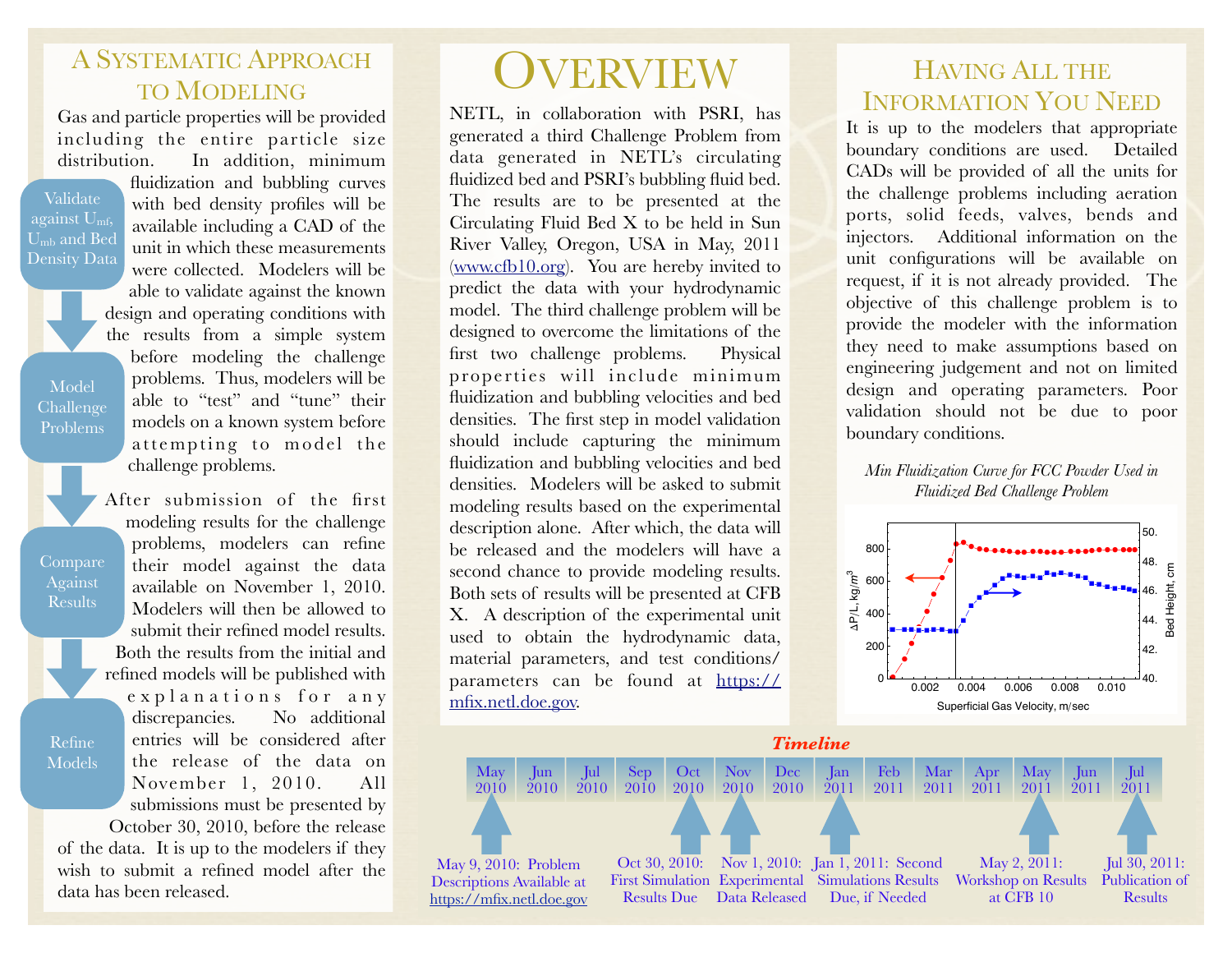# A Systematic Approach to Modeling

Gas and particle properties will be provided including the entire particle size distribution. In addition, minimum fluidization and bubbling curves with bed density profiles will be available including a CAD of the unit in which these measurements were collected. Modelers will be able to validate against the known design and operating conditions with the results from a simple system before modeling the challenge problems. Thus, modelers will be able to "test" and "tune" their models on a known system before attempting to model the challenge problems.

After submission of the first modeling results for the challenge problems, modelers can refine their model against the data available on November 1, 2010. Modelers will then be allowed to submit their refined model results. Both the results from the initial and refined models will be published with explanations for any discrepancies. No additional entries will be considered after the release of the data on November 1, 2010. All submissions must be presented by October 30, 2010, before the release of the data. It is up to the modelers if they wish to submit a refined model after the data has been released.

Validate against $U_{mf}$, $U_{mb}$ and Bed Density Data

Model Challenge Problems

Compare Against Results

Refine Models

# Overview

NETL, in collaboration with PSRI, has generated a third Challenge Problem from data generated in NETL's circulating fluidized bed and PSRI's bubbling fluid bed. The results are to be presented at the Circulating Fluid Bed X to be held in Sun River Valley, Oregon, USA in May, 2011 (www.cfb10.org). You are hereby invited to predict the data with your hydrodynamic model. The third challenge problem will be designed to overcome the limitations of the first two challenge problems. Physical properties will include minimum fluidization and bubbling velocities and bed densities. The first step in model validation should include capturing the minimum fluidization and bubbling velocities and bed densities. Modelers will be asked to submit modeling results based on the experimental description alone. After which, the data will be released and the modelers will have a second chance to provide modeling results. Both sets of results will be presented at CFB X. A description of the experimental unit used to obtain the hydrodynamic data, material parameters, and test conditions/ parameters can be found at https://mfix.netl.doe.gov.

# Having All the Information You Need

It is up to the modelers that appropriate boundary conditions are used. Detailed CADs will be provided of all the units for the challenge problems including aeration ports, solid feeds, valves, bends and injectors. Additional information on the unit configurations will be available on request, if it is not already provided. The objective of this challenge problem is to provide the modeler with the information they need to make assumptions based on engineering judgement and not on limited design and operating parameters. Poor validation should not be due to poor boundary conditions.

*Min Fluidization Curve for FCC Powder Used in Fluidized Bed Challenge Problem*

ΔP/L, kg/m³
0
200
400
600
800
Bed Height, cm
40.
42.
44.
46.
48.
50.
0.002
0.004
0.006
0.008
0.010
Superficial Gas Velocity, m/sec

***Timeline***

May 2010 | Jun 2010 | Jul 2010 | Sep 2010 | Oct 2010 | Nov 2010 | Dec 2010 | Jan 2011 | Feb 2011 | Mar 2011 | Apr 2011 | May 2011 | Jun 2011 | Jul 2011

- May 9, 2010: Problem Descriptions Available at https://mfix.netl.doe.gov
- Oct 30, 2010: First Simulation Results Due
- Nov 1, 2010: Experimental Data Released
- Jan 1, 2011: Second Simulations Results Due, if Needed
- May 2, 2011: Workshop on Results at CFB 10
- Jul 30, 2011: Publication of Results